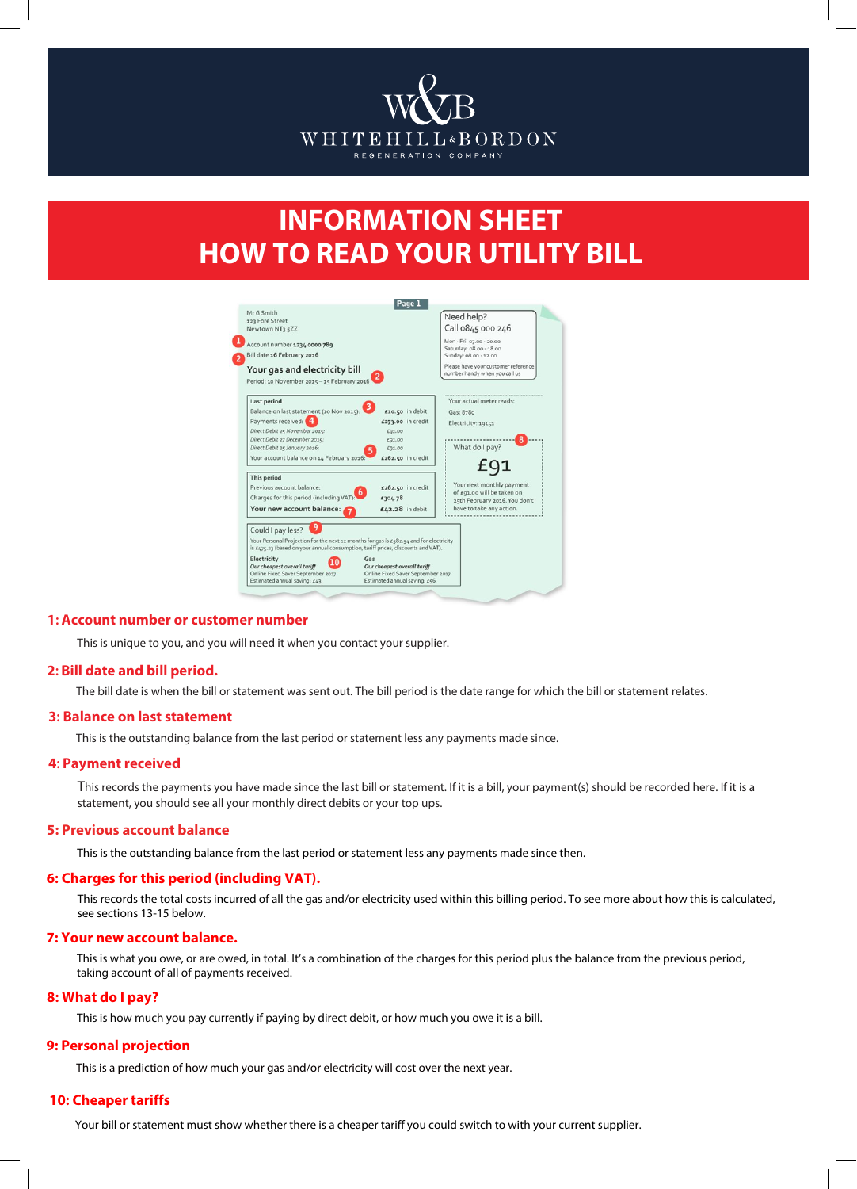# INFORMATION SHEET
# HOW TO READ YOUR UTILITY BILL

### 1: Account number or customer number

This is unique to you, and you will need it when you contact your supplier.

### 2: Bill date and bill period.

The bill date is when the bill or statement was sent out. The bill period is the date range for which the bill or statement relates.

### 3: Balance on last statement

This is the outstanding balance from the last period or statement less any payments made since.

### 4: Payment received

This records the payments you have made since the last bill or statement. If it is a bill, your payment(s) should be recorded here. If it is a statement, you should see all your monthly direct debits or your top ups.

### 5: Previous account balance

This is the outstanding balance from the last period or statement less any payments made since then.

### 6: Charges for this period (including VAT).

This records the total costs incurred of all the gas and/or electricity used within this billing period. To see more about how this is calculated, see sections 13-15 below.

### 7: Your new account balance.

This is what you owe, or are owed, in total. It's a combination of the charges for this period plus the balance from the previous period, taking account of all of payments received.

### 8: What do I pay?

This is how much you pay currently if paying by direct debit, or how much you owe it is a bill.

### 9: Personal projection

This is a prediction of how much your gas and/or electricity will cost over the next year.

### 10: Cheaper tariffs

Your bill or statement must show whether there is a cheaper tariff you could switch to with your current supplier.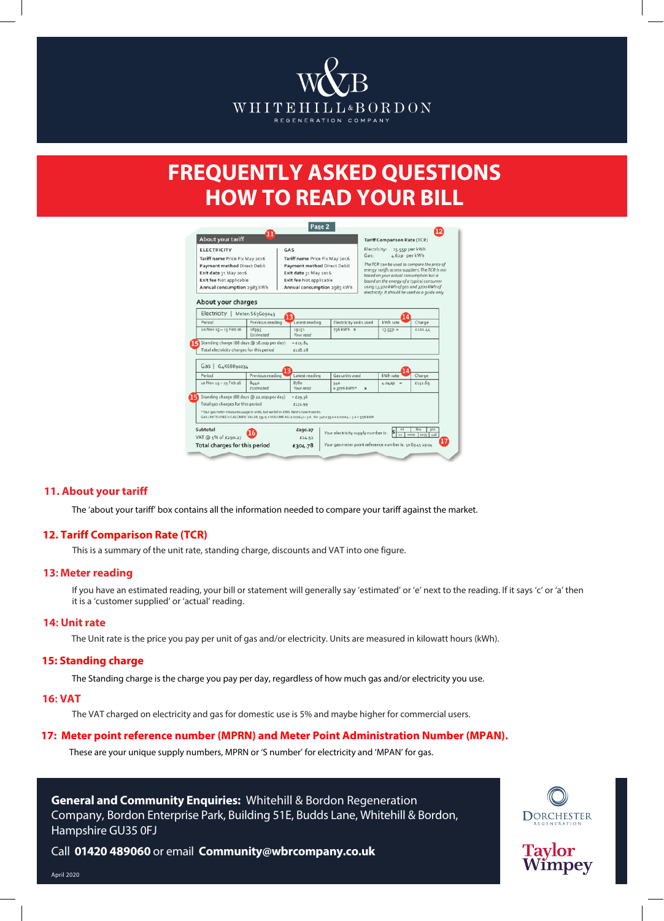# FREQUENTLY ASKED QUESTIONS
# HOW TO READ YOUR BILL

Page 2

About your tariff

ELECTRICITY
Tariff name Price Fix May 2016
Payment method Direct Debit
Exit date 31 May 2016
Exit fee Not applicable
Annual consumption 2983 kWh

GAS
Tariff name Price Fix May 2016
Payment method Direct Debit
Exit date 31 May 2016
Exit fee Not applicable
Annual consumption 2983 kWh

Tariff Comparison Rate (TCR)
Electricity: 15.55p per kWh
Gas: 4.62p per kWh

*The TCR can be used to compare the price of energy tariffs across suppliers. The TCR is not based on your actual consumption but is based on the energy of a typical consumer using 13,500 kWh of gas and 3200 kWh of electricity. It should be used as a guide only.*

About your charges

Electricity | Meter: S63G09043

| Period | Previous reading | Latest reading | Electricity units used | kWh rate | Charge |
|---|---|---|---|---|---|
| 20 Nov 15 – 15 Feb 16 | 18395 *Estimated* | 19152 *Your read* | 756 kWh x | 13.55p = | £102.44 |

Standing charge (88 days @ 18.00p per day) = £15.84
Total electricity charges for this period £118.28

Gas | G4K68890234

| Period | Previous reading | Latest reading | Gas units used | kWh rate | Charge |
|---|---|---|---|---|---|
| 20 Nov 15 – 15 Feb 16 | 8440 *Estimated* | 8780 *Your read* | 340 = 3776 kWh* x | 4.042p = | £152.63 |

Standing charge (88 days @ 22.00p per day) = £19.36
Total gas charges for this period £171.99

Subtotal £290.27
VAT @ 5% of £290.27 £14.51
Total charges for this period £304.78

Your electricity supply number is: S ...
Your gas meter point reference number is: ...

## 11. About your tariff

The 'about your tariff' box contains all the information needed to compare your tariff against the market.

## 12. Tariff Comparison Rate (TCR)

This is a summary of the unit rate, standing charge, discounts and VAT into one figure.

## 13: Meter reading

If you have an estimated reading, your bill or statement will generally say 'estimated' or 'e' next to the reading. If it says 'c' or 'a' then it is a 'customer supplied' or 'actual' reading.

## 14: Unit rate

The Unit rate is the price you pay per unit of gas and/or electricity. Units are measured in kilowatt hours (kWh).

## 15: Standing charge

The Standing charge is the charge you pay per day, regardless of how much gas and/or electricity you use.

## 16: VAT

The VAT charged on electricity and gas for domestic use is 5% and maybe higher for commercial users.

## 17: Meter point reference number (MPRN) and Meter Point Administration Number (MPAN).

These are your unique supply numbers, MPRN or 'S number' for electricity and 'MPAN' for gas.

**General and Community Enquiries:** Whitehill & Bordon Regeneration Company, Bordon Enterprise Park, Building 51E, Budds Lane, Whitehill & Bordon, Hampshire GU35 0FJ

Call **01420 489060** or email **Community@wbrcompany.co.uk**

April 2020